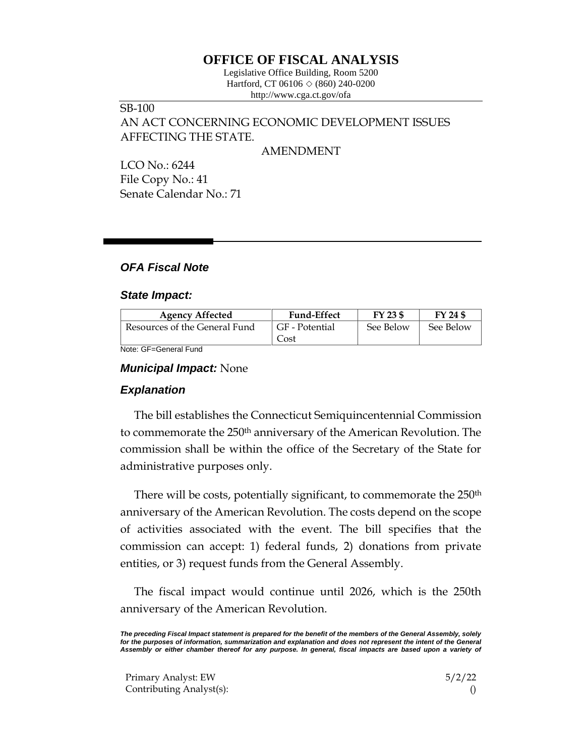# OFFICE OF FISCAL ANALYSIS

Legislative Office Building, Room 5200
Hartford, CT 06106 ◇ (860) 240-0200
http://www.cga.ct.gov/ofa

SB-100
AN ACT CONCERNING ECONOMIC DEVELOPMENT ISSUES AFFECTING THE STATE.

AMENDMENT

LCO No.: 6244
File Copy No.: 41
Senate Calendar No.: 71

### *OFA Fiscal Note*

### *State Impact:*

| Agency Affected | Fund-Effect | FY 23 $ | FY 24 $ |
|---|---|---|---|
| Resources of the General Fund | GF - Potential Cost | See Below | See Below |

Note: GF=General Fund

***Municipal Impact:*** None

### *Explanation*

The bill establishes the Connecticut Semiquincentennial Commission to commemorate the 250th anniversary of the American Revolution. The commission shall be within the office of the Secretary of the State for administrative purposes only.

There will be costs, potentially significant, to commemorate the 250th anniversary of the American Revolution. The costs depend on the scope of activities associated with the event. The bill specifies that the commission can accept: 1) federal funds, 2) donations from private entities, or 3) request funds from the General Assembly.

The fiscal impact would continue until 2026, which is the 250th anniversary of the American Revolution.

***The preceding Fiscal Impact statement is prepared for the benefit of the members of the General Assembly, solely for the purposes of information, summarization and explanation and does not represent the intent of the General Assembly or either chamber thereof for any purpose. In general, fiscal impacts are based upon a variety of***

Primary Analyst: EW 5/2/22
Contributing Analyst(s): ()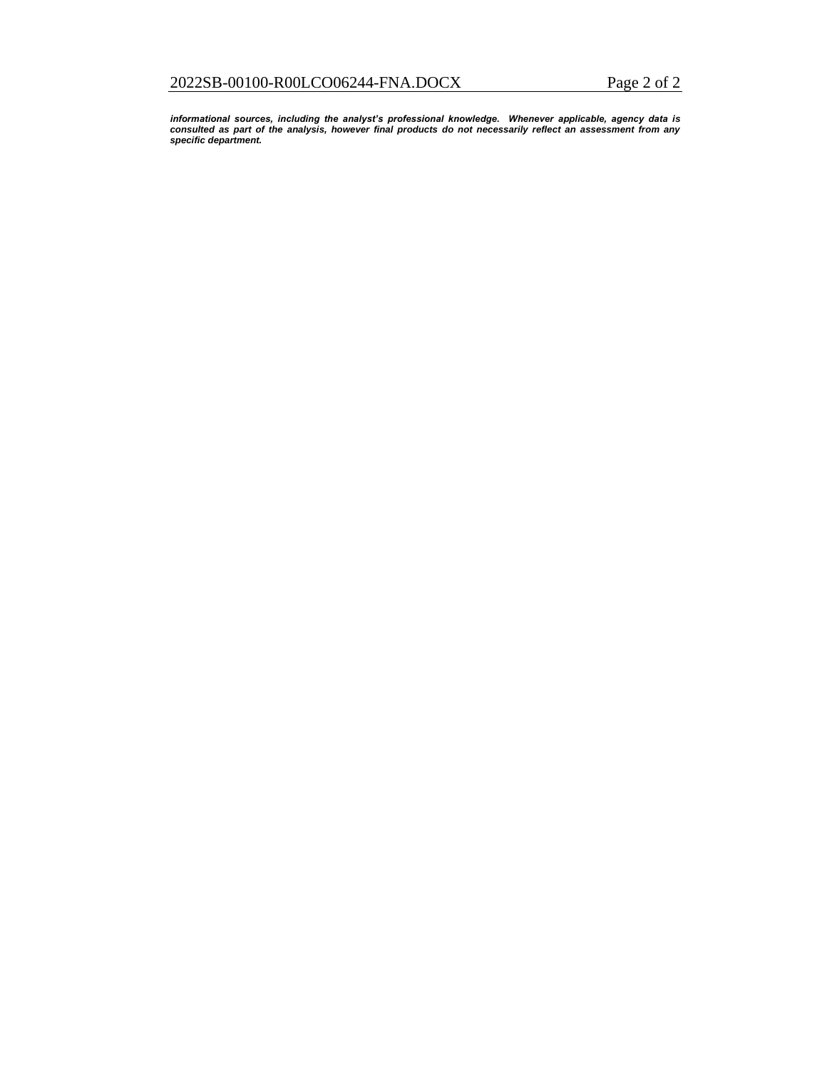***informational sources, including the analyst's professional knowledge. Whenever applicable, agency data is consulted as part of the analysis, however final products do not necessarily reflect an assessment from any specific department.***